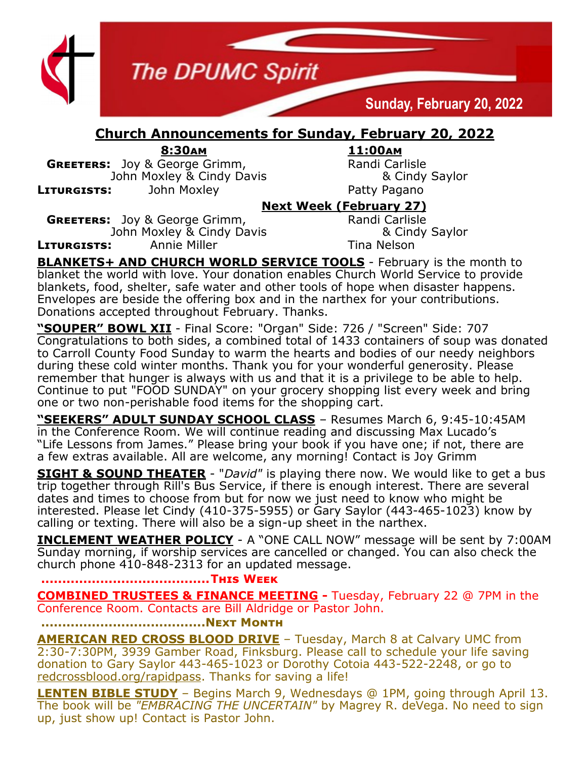# The DPUMC Spirit

**Sunday, February 20, 2022**

## Church Announcements for Sunday, February 20, 2022

| | 8:30AM | 11:00AM |
|---|---|---|
| **Greeters:** | Joy & George Grimm, John Moxley & Cindy Davis | Randi Carlisle & Cindy Saylor |
| **Liturgists:** | John Moxley | Patty Pagano |

**Next Week (February 27)**

| | 8:30AM | 11:00AM |
|---|---|---|
| **Greeters:** | Joy & George Grimm, John Moxley & Cindy Davis | Randi Carlisle & Cindy Saylor |
| **Liturgists:** | Annie Miller | Tina Nelson |

**BLANKETS+ AND CHURCH WORLD SERVICE TOOLS** - February is the month to blanket the world with love. Your donation enables Church World Service to provide blankets, food, shelter, safe water and other tools of hope when disaster happens. Envelopes are beside the offering box and in the narthex for your contributions. Donations accepted throughout February. Thanks.

**"SOUPER" BOWL XII** - Final Score: "Organ" Side: 726 / "Screen" Side: 707 Congratulations to both sides, a combined total of 1433 containers of soup was donated to Carroll County Food Sunday to warm the hearts and bodies of our needy neighbors during these cold winter months. Thank you for your wonderful generosity. Please remember that hunger is always with us and that it is a privilege to be able to help. Continue to put "FOOD SUNDAY" on your grocery shopping list every week and bring one or two non-perishable food items for the shopping cart.

**"SEEKERS" ADULT SUNDAY SCHOOL CLASS** – Resumes March 6, 9:45-10:45AM in the Conference Room. We will continue reading and discussing Max Lucado's "Life Lessons from James." Please bring your book if you have one; if not, there are a few extras available. All are welcome, any morning! Contact is Joy Grimm

**SIGHT & SOUND THEATER** - "*David*" is playing there now. We would like to get a bus trip together through Rill's Bus Service, if there is enough interest. There are several dates and times to choose from but for now we just need to know who might be interested. Please let Cindy (410-375-5955) or Gary Saylor (443-465-1023) know by calling or texting. There will also be a sign-up sheet in the narthex.

**INCLEMENT WEATHER POLICY** - A "ONE CALL NOW" message will be sent by 7:00AM Sunday morning, if worship services are cancelled or changed. You can also check the church phone 410-848-2313 for an updated message.

**.........................................This Week**

**COMBINED TRUSTEES & FINANCE MEETING -** Tuesday, February 22 @ 7PM in the Conference Room. Contacts are Bill Aldridge or Pastor John.

**.........................................Next Month**

**AMERICAN RED CROSS BLOOD DRIVE** – Tuesday, March 8 at Calvary UMC from 2:30-7:30PM, 3939 Gamber Road, Finksburg. Please call to schedule your life saving donation to Gary Saylor 443-465-1023 or Dorothy Cotoia 443-522-2248, or go to redcrossblood.org/rapidpass. Thanks for saving a life!

**LENTEN BIBLE STUDY** – Begins March 9, Wednesdays @ 1PM, going through April 13. The book will be *"EMBRACING THE UNCERTAIN"* by Magrey R. deVega. No need to sign up, just show up! Contact is Pastor John.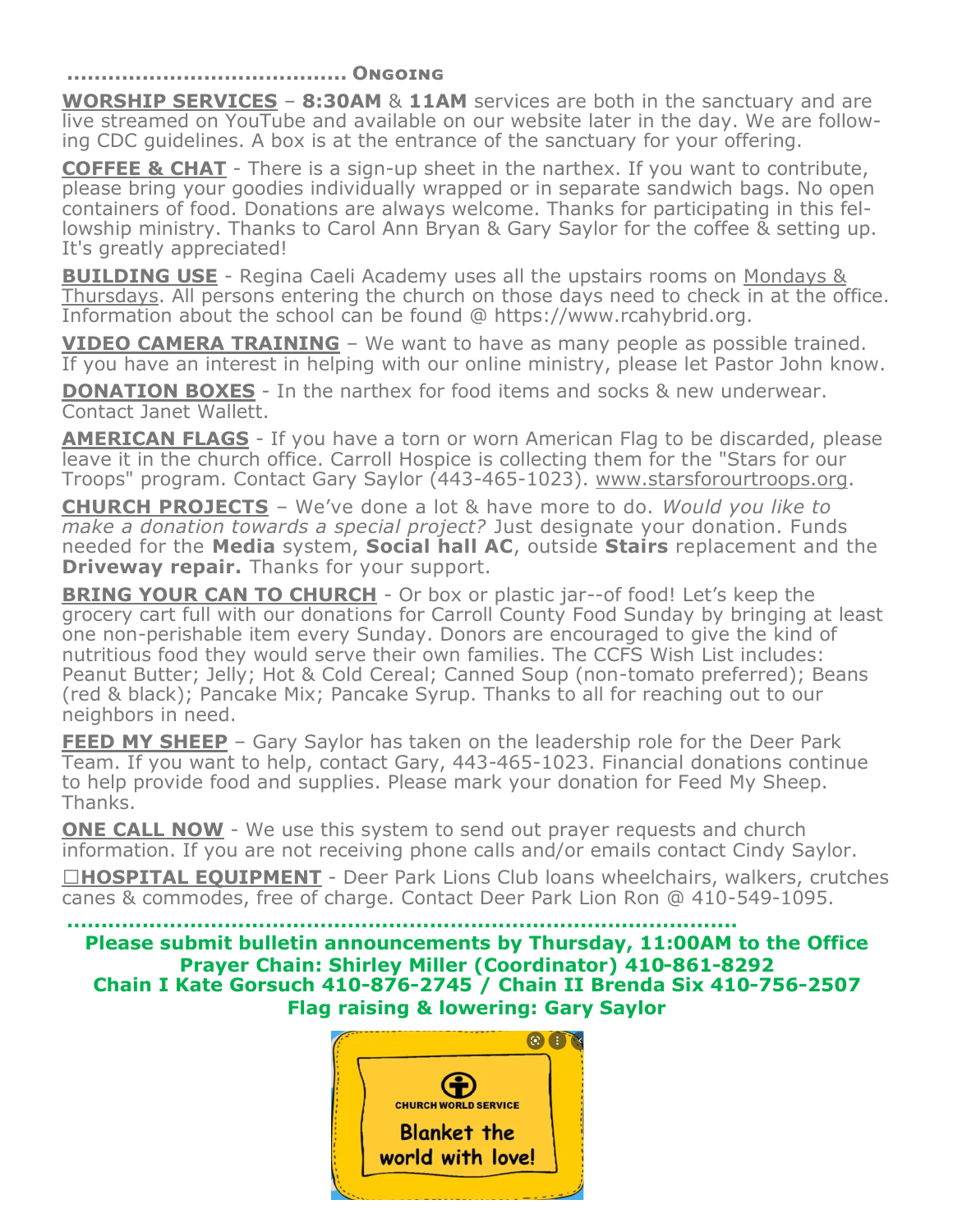**........................................ Ongoing**

**WORSHIP SERVICES** – **8:30AM** & **11AM** services are both in the sanctuary and are live streamed on YouTube and available on our website later in the day. We are following CDC guidelines. A box is at the entrance of the sanctuary for your offering.

**COFFEE & CHAT** - There is a sign-up sheet in the narthex. If you want to contribute, please bring your goodies individually wrapped or in separate sandwich bags. No open containers of food. Donations are always welcome. Thanks for participating in this fellowship ministry. Thanks to Carol Ann Bryan & Gary Saylor for the coffee & setting up. It's greatly appreciated!

**BUILDING USE** - Regina Caeli Academy uses all the upstairs rooms on Mondays & Thursdays. All persons entering the church on those days need to check in at the office. Information about the school can be found @ https://www.rcahybrid.org.

**VIDEO CAMERA TRAINING** – We want to have as many people as possible trained. If you have an interest in helping with our online ministry, please let Pastor John know.

**DONATION BOXES** - In the narthex for food items and socks & new underwear. Contact Janet Wallett.

**AMERICAN FLAGS** - If you have a torn or worn American Flag to be discarded, please leave it in the church office. Carroll Hospice is collecting them for the "Stars for our Troops" program. Contact Gary Saylor (443-465-1023). www.starsforourtroops.org.

**CHURCH PROJECTS** – We've done a lot & have more to do. *Would you like to make a donation towards a special project?* Just designate your donation. Funds needed for the **Media** system, **Social hall AC**, outside **Stairs** replacement and the **Driveway repair.** Thanks for your support.

**BRING YOUR CAN TO CHURCH** - Or box or plastic jar--of food! Let's keep the grocery cart full with our donations for Carroll County Food Sunday by bringing at least one non-perishable item every Sunday. Donors are encouraged to give the kind of nutritious food they would serve their own families. The CCFS Wish List includes: Peanut Butter; Jelly; Hot & Cold Cereal; Canned Soup (non-tomato preferred); Beans (red & black); Pancake Mix; Pancake Syrup. Thanks to all for reaching out to our neighbors in need.

**FEED MY SHEEP** – Gary Saylor has taken on the leadership role for the Deer Park Team. If you want to help, contact Gary, 443-465-1023. Financial donations continue to help provide food and supplies. Please mark your donation for Feed My Sheep. Thanks.

**ONE CALL NOW** - We use this system to send out prayer requests and church information. If you are not receiving phone calls and/or emails contact Cindy Saylor.

☐**HOSPITAL EQUIPMENT** - Deer Park Lions Club loans wheelchairs, walkers, crutches canes & commodes, free of charge. Contact Deer Park Lion Ron @ 410-549-1095.

**Please submit bulletin announcements by Thursday, 11:00AM to the Office**
**Prayer Chain: Shirley Miller (Coordinator) 410-861-8292**
**Chain I Kate Gorsuch 410-876-2745 / Chain II Brenda Six 410-756-2507**
**Flag raising & lowering: Gary Saylor**

CHURCH WORLD SERVICE

Blanket the world with love!